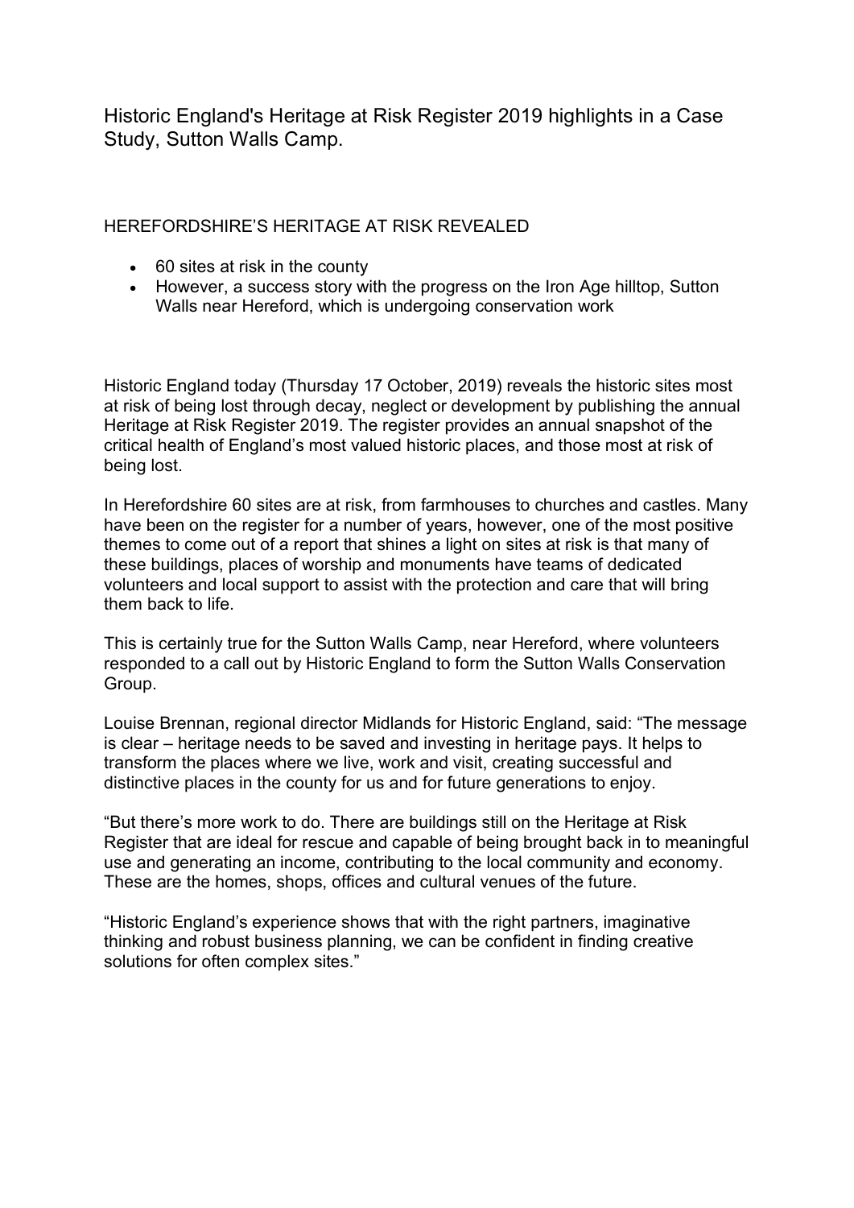# Historic England's Heritage at Risk Register 2019 highlights in a Case Study, Sutton Walls Camp.

## HEREFORDSHIRE'S HERITAGE AT RISK REVEALED

- 60 sites at risk in the county
- However, a success story with the progress on the Iron Age hilltop, Sutton Walls near Hereford, which is undergoing conservation work

Historic England today (Thursday 17 October, 2019) reveals the historic sites most at risk of being lost through decay, neglect or development by publishing the annual Heritage at Risk Register 2019. The register provides an annual snapshot of the critical health of England's most valued historic places, and those most at risk of being lost.

In Herefordshire 60 sites are at risk, from farmhouses to churches and castles. Many have been on the register for a number of years, however, one of the most positive themes to come out of a report that shines a light on sites at risk is that many of these buildings, places of worship and monuments have teams of dedicated volunteers and local support to assist with the protection and care that will bring them back to life.

This is certainly true for the Sutton Walls Camp, near Hereford, where volunteers responded to a call out by Historic England to form the Sutton Walls Conservation Group.

Louise Brennan, regional director Midlands for Historic England, said: "The message is clear – heritage needs to be saved and investing in heritage pays. It helps to transform the places where we live, work and visit, creating successful and distinctive places in the county for us and for future generations to enjoy.

"But there's more work to do. There are buildings still on the Heritage at Risk Register that are ideal for rescue and capable of being brought back in to meaningful use and generating an income, contributing to the local community and economy. These are the homes, shops, offices and cultural venues of the future.

"Historic England's experience shows that with the right partners, imaginative thinking and robust business planning, we can be confident in finding creative solutions for often complex sites."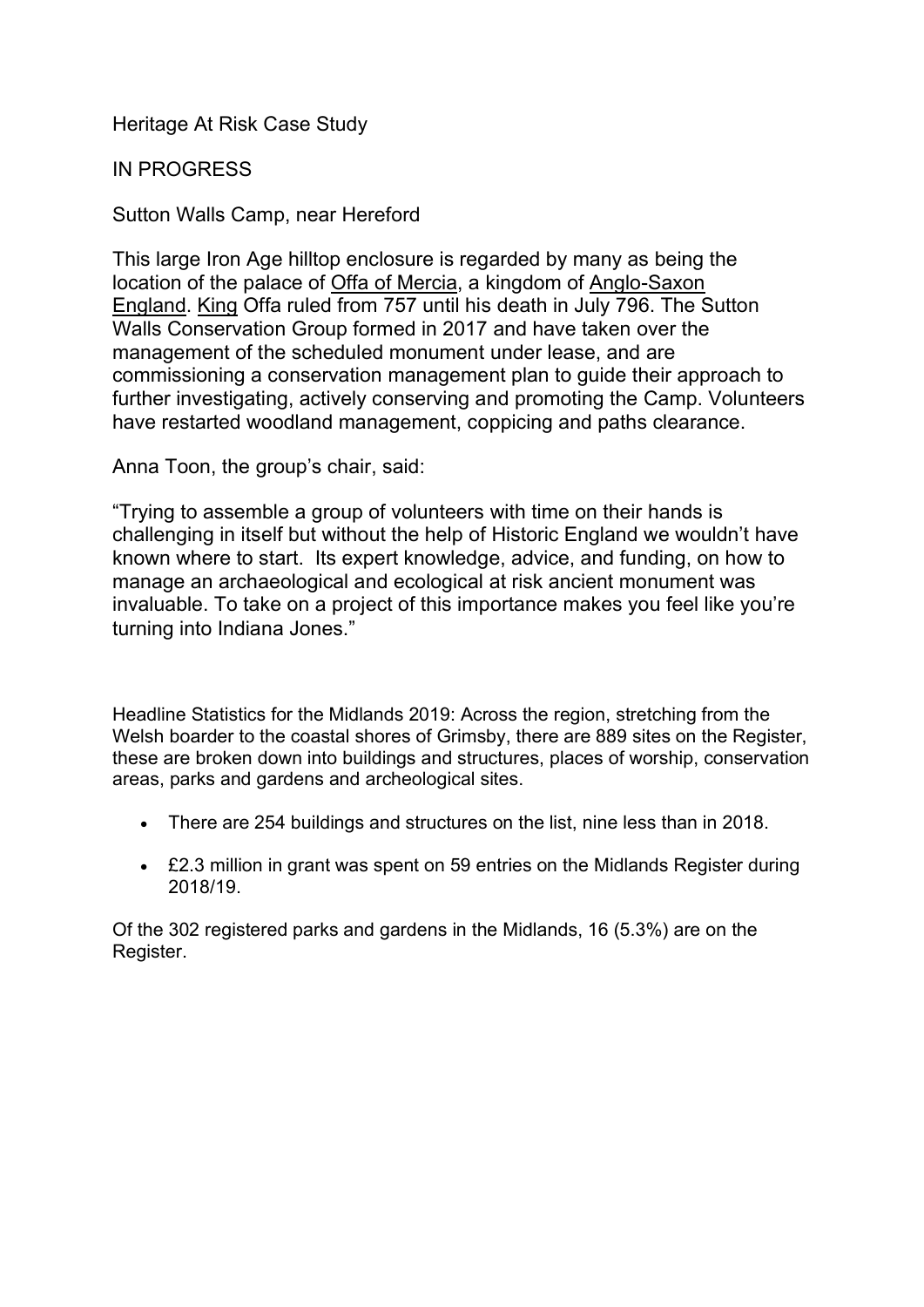Heritage At Risk Case Study

IN PROGRESS

Sutton Walls Camp, near Hereford

This large Iron Age hilltop enclosure is regarded by many as being the location of the palace of Offa of Mercia, a kingdom of Anglo-Saxon England. King Offa ruled from 757 until his death in July 796. The Sutton Walls Conservation Group formed in 2017 and have taken over the management of the scheduled monument under lease, and are commissioning a conservation management plan to guide their approach to further investigating, actively conserving and promoting the Camp. Volunteers have restarted woodland management, coppicing and paths clearance.

Anna Toon, the group's chair, said:

"Trying to assemble a group of volunteers with time on their hands is challenging in itself but without the help of Historic England we wouldn't have known where to start. Its expert knowledge, advice, and funding, on how to manage an archaeological and ecological at risk ancient monument was invaluable. To take on a project of this importance makes you feel like you're turning into Indiana Jones."

Headline Statistics for the Midlands 2019: Across the region, stretching from the Welsh boarder to the coastal shores of Grimsby, there are 889 sites on the Register, these are broken down into buildings and structures, places of worship, conservation areas, parks and gardens and archeological sites.

- There are 254 buildings and structures on the list, nine less than in 2018.
- £2.3 million in grant was spent on 59 entries on the Midlands Register during 2018/19.

Of the 302 registered parks and gardens in the Midlands, 16 (5.3%) are on the Register.